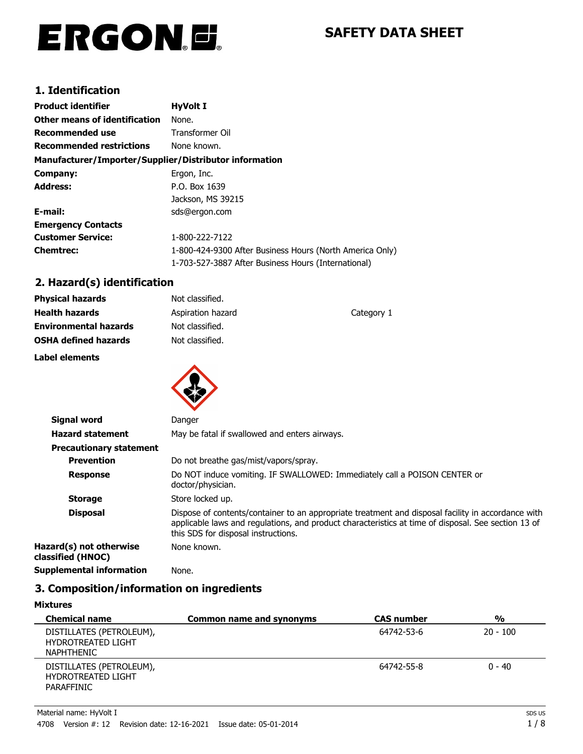# SAFETY DATA SHEET

## 1. Identification

| | |
|---|---|
| **Product identifier** | **HyVolt I** |
| **Other means of identification** | None. |
| **Recommended use** | Transformer Oil |
| **Recommended restrictions** | None known. |

**Manufacturer/Importer/Supplier/Distributor information**

| | |
|---|---|
| **Company:** | Ergon, Inc. |
| **Address:** | P.O. Box 1639<br>Jackson, MS 39215 |
| **E-mail:** | sds@ergon.com |
| **Emergency Contacts** | |
| **Customer Service:** | 1-800-222-7122 |
| **Chemtrec:** | 1-800-424-9300 After Business Hours (North America Only)<br>1-703-527-3887 After Business Hours (International) |

## 2. Hazard(s) identification

| | | |
|---|---|---|
| **Physical hazards** | Not classified. | |
| **Health hazards** | Aspiration hazard | Category 1 |
| **Environmental hazards** | Not classified. | |
| **OSHA defined hazards** | Not classified. | |

**Label elements**

| | |
|---|---|
| **Signal word** | Danger |
| **Hazard statement** | May be fatal if swallowed and enters airways. |
| **Precautionary statement** | |
| **Prevention** | Do not breathe gas/mist/vapors/spray. |
| **Response** | Do NOT induce vomiting. IF SWALLOWED: Immediately call a POISON CENTER or doctor/physician. |
| **Storage** | Store locked up. |
| **Disposal** | Dispose of contents/container to an appropriate treatment and disposal facility in accordance with applicable laws and regulations, and product characteristics at time of disposal. See section 13 of this SDS for disposal instructions. |
| **Hazard(s) not otherwise classified (HNOC)** | None known. |
| **Supplemental information** | None. |

## 3. Composition/information on ingredients

**Mixtures**

| Chemical name | Common name and synonyms | CAS number | % |
|---|---|---|---|
| DISTILLATES (PETROLEUM), HYDROTREATED LIGHT NAPHTHENIC | | 64742-53-6 | 20 - 100 |
| DISTILLATES (PETROLEUM), HYDROTREATED LIGHT PARAFFINIC | | 64742-55-8 | 0 - 40 |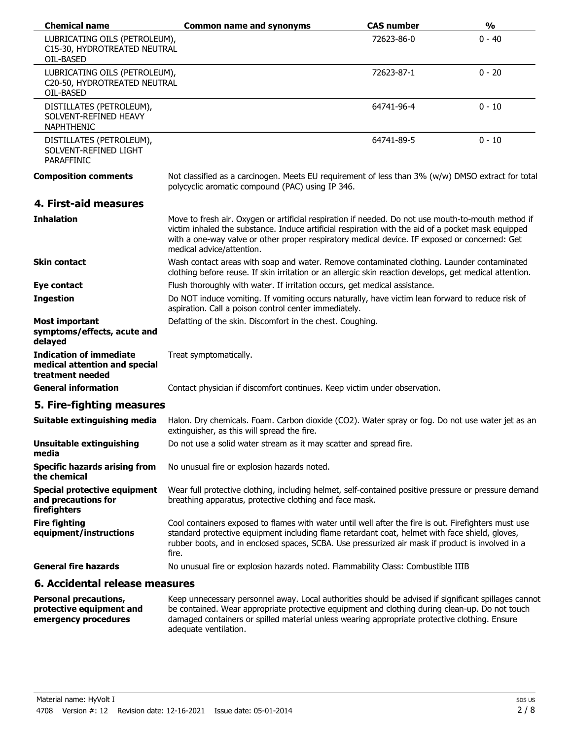| Chemical name | Common name and synonyms | CAS number | % |
| --- | --- | --- | --- |
| LUBRICATING OILS (PETROLEUM), C15-30, HYDROTREATED NEUTRAL OIL-BASED | | 72623-86-0 | 0 - 40 |
| LUBRICATING OILS (PETROLEUM), C20-50, HYDROTREATED NEUTRAL OIL-BASED | | 72623-87-1 | 0 - 20 |
| DISTILLATES (PETROLEUM), SOLVENT-REFINED HEAVY NAPHTHENIC | | 64741-96-4 | 0 - 10 |
| DISTILLATES (PETROLEUM), SOLVENT-REFINED LIGHT PARAFFINIC | | 64741-89-5 | 0 - 10 |

**Composition comments** Not classified as a carcinogen. Meets EU requirement of less than 3% (w/w) DMSO extract for total polycyclic aromatic compound (PAC) using IP 346.

## 4. First-aid measures

**Inhalation** Move to fresh air. Oxygen or artificial respiration if needed. Do not use mouth-to-mouth method if victim inhaled the substance. Induce artificial respiration with the aid of a pocket mask equipped with a one-way valve or other proper respiratory medical device. IF exposed or concerned: Get medical advice/attention.

**Skin contact** Wash contact areas with soap and water. Remove contaminated clothing. Launder contaminated clothing before reuse. If skin irritation or an allergic skin reaction develops, get medical attention.

**Eye contact** Flush thoroughly with water. If irritation occurs, get medical assistance.

**Ingestion** Do NOT induce vomiting. If vomiting occurs naturally, have victim lean forward to reduce risk of aspiration. Call a poison control center immediately.

**Most important symptoms/effects, acute and delayed** Defatting of the skin. Discomfort in the chest. Coughing.

**Indication of immediate medical attention and special treatment needed** Treat symptomatically.

**General information** Contact physician if discomfort continues. Keep victim under observation.

## 5. Fire-fighting measures

**Suitable extinguishing media** Halon. Dry chemicals. Foam. Carbon dioxide ($CO_2$). Water spray or fog. Do not use water jet as an extinguisher, as this will spread the fire.

**Unsuitable extinguishing media** Do not use a solid water stream as it may scatter and spread fire.

**Specific hazards arising from the chemical** No unusual fire or explosion hazards noted.

**Special protective equipment and precautions for firefighters** Wear full protective clothing, including helmet, self-contained positive pressure or pressure demand breathing apparatus, protective clothing and face mask.

**Fire fighting equipment/instructions** Cool containers exposed to flames with water until well after the fire is out. Firefighters must use standard protective equipment including flame retardant coat, helmet with face shield, gloves, rubber boots, and in enclosed spaces, SCBA. Use pressurized air mask if product is involved in a fire.

**General fire hazards** No unusual fire or explosion hazards noted. Flammability Class: Combustible IIIB

## 6. Accidental release measures

**Personal precautions, protective equipment and emergency procedures** Keep unnecessary personnel away. Local authorities should be advised if significant spillages cannot be contained. Wear appropriate protective equipment and clothing during clean-up. Do not touch damaged containers or spilled material unless wearing appropriate protective clothing. Ensure adequate ventilation.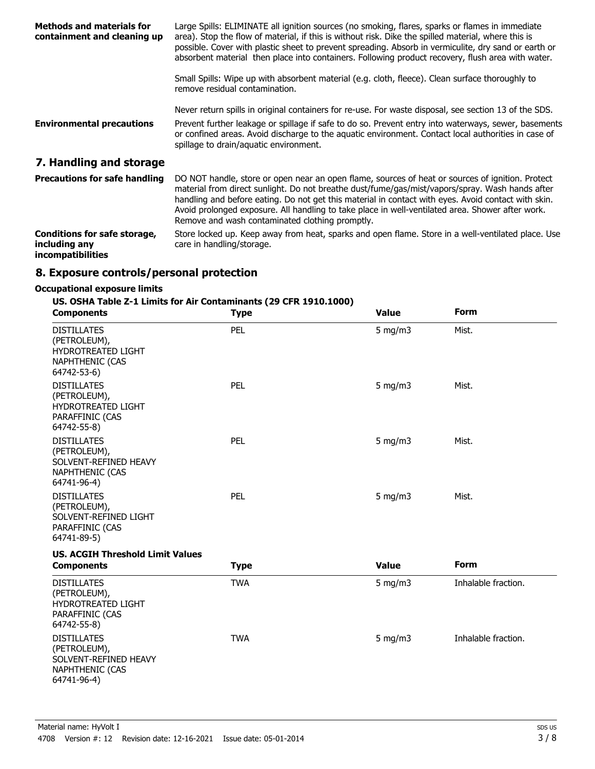**Methods and materials for containment and cleaning up**

Large Spills: ELIMINATE all ignition sources (no smoking, flares, sparks or flames in immediate area). Stop the flow of material, if this is without risk. Dike the spilled material, where this is possible. Cover with plastic sheet to prevent spreading. Absorb in vermiculite, dry sand or earth or absorbent material then place into containers. Following product recovery, flush area with water.

Small Spills: Wipe up with absorbent material (e.g. cloth, fleece). Clean surface thoroughly to remove residual contamination.

Never return spills in original containers for re-use. For waste disposal, see section 13 of the SDS.

**Environmental precautions**

Prevent further leakage or spillage if safe to do so. Prevent entry into waterways, sewer, basements or confined areas. Avoid discharge to the aquatic environment. Contact local authorities in case of spillage to drain/aquatic environment.

## 7. Handling and storage

**Precautions for safe handling**

DO NOT handle, store or open near an open flame, sources of heat or sources of ignition. Protect material from direct sunlight. Do not breathe dust/fume/gas/mist/vapors/spray. Wash hands after handling and before eating. Do not get this material in contact with eyes. Avoid contact with skin. Avoid prolonged exposure. All handling to take place in well-ventilated area. Shower after work. Remove and wash contaminated clothing promptly.

**Conditions for safe storage, including any incompatibilities**

Store locked up. Keep away from heat, sparks and open flame. Store in a well-ventilated place. Use care in handling/storage.

## 8. Exposure controls/personal protection

**Occupational exposure limits**

**US. OSHA Table Z-1 Limits for Air Contaminants (29 CFR 1910.1000)**

| Components | Type | Value | Form |
|---|---|---|---|
| DISTILLATES (PETROLEUM), HYDROTREATED LIGHT NAPHTHENIC (CAS 64742-53-6) | PEL | 5 mg/m3 | Mist. |
| DISTILLATES (PETROLEUM), HYDROTREATED LIGHT PARAFFINIC (CAS 64742-55-8) | PEL | 5 mg/m3 | Mist. |
| DISTILLATES (PETROLEUM), SOLVENT-REFINED HEAVY NAPHTHENIC (CAS 64741-96-4) | PEL | 5 mg/m3 | Mist. |
| DISTILLATES (PETROLEUM), SOLVENT-REFINED LIGHT PARAFFINIC (CAS 64741-89-5) | PEL | 5 mg/m3 | Mist. |

**US. ACGIH Threshold Limit Values**

| Components | Type | Value | Form |
|---|---|---|---|
| DISTILLATES (PETROLEUM), HYDROTREATED LIGHT PARAFFINIC (CAS 64742-55-8) | TWA | 5 mg/m3 | Inhalable fraction. |
| DISTILLATES (PETROLEUM), SOLVENT-REFINED HEAVY NAPHTHENIC (CAS 64741-96-4) | TWA | 5 mg/m3 | Inhalable fraction. |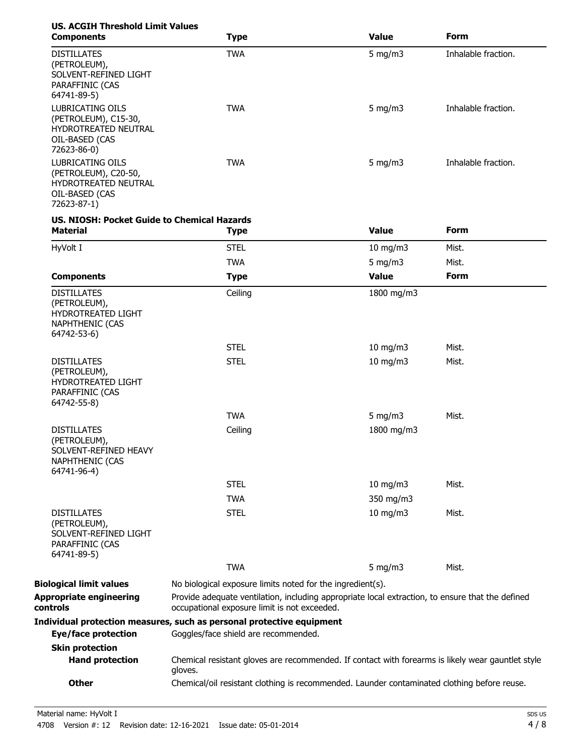**US. ACGIH Threshold Limit Values**

| Components | Type | Value | Form |
|---|---|---|---|
| DISTILLATES (PETROLEUM), SOLVENT-REFINED LIGHT PARAFFINIC (CAS 64741-89-5) | TWA | 5 mg/m3 | Inhalable fraction. |
| LUBRICATING OILS (PETROLEUM), C15-30, HYDROTREATED NEUTRAL OIL-BASED (CAS 72623-86-0) | TWA | 5 mg/m3 | Inhalable fraction. |
| LUBRICATING OILS (PETROLEUM), C20-50, HYDROTREATED NEUTRAL OIL-BASED (CAS 72623-87-1) | TWA | 5 mg/m3 | Inhalable fraction. |

**US. NIOSH: Pocket Guide to Chemical Hazards**

| Material | Type | Value | Form |
|---|---|---|---|
| HyVolt I | STEL | 10 mg/m3 | Mist. |
| | TWA | 5 mg/m3 | Mist. |

| Components | Type | Value | Form |
|---|---|---|---|
| DISTILLATES (PETROLEUM), HYDROTREATED LIGHT NAPHTHENIC (CAS 64742-53-6) | Ceiling | 1800 mg/m3 | |
| | STEL | 10 mg/m3 | Mist. |
| DISTILLATES (PETROLEUM), HYDROTREATED LIGHT PARAFFINIC (CAS 64742-55-8) | STEL | 10 mg/m3 | Mist. |
| | TWA | 5 mg/m3 | Mist. |
| DISTILLATES (PETROLEUM), SOLVENT-REFINED HEAVY NAPHTHENIC (CAS 64741-96-4) | Ceiling | 1800 mg/m3 | |
| | STEL | 10 mg/m3 | Mist. |
| | TWA | 350 mg/m3 | |
| DISTILLATES (PETROLEUM), SOLVENT-REFINED LIGHT PARAFFINIC (CAS 64741-89-5) | STEL | 10 mg/m3 | Mist. |
| | TWA | 5 mg/m3 | Mist. |

**Biological limit values** No biological exposure limits noted for the ingredient(s).

**Appropriate engineering controls** Provide adequate ventilation, including appropriate local extraction, to ensure that the defined occupational exposure limit is not exceeded.

**Individual protection measures, such as personal protective equipment**

**Eye/face protection** Goggles/face shield are recommended.

**Skin protection**

**Hand protection** Chemical resistant gloves are recommended. If contact with forearms is likely wear gauntlet style gloves.

**Other** Chemical/oil resistant clothing is recommended. Launder contaminated clothing before reuse.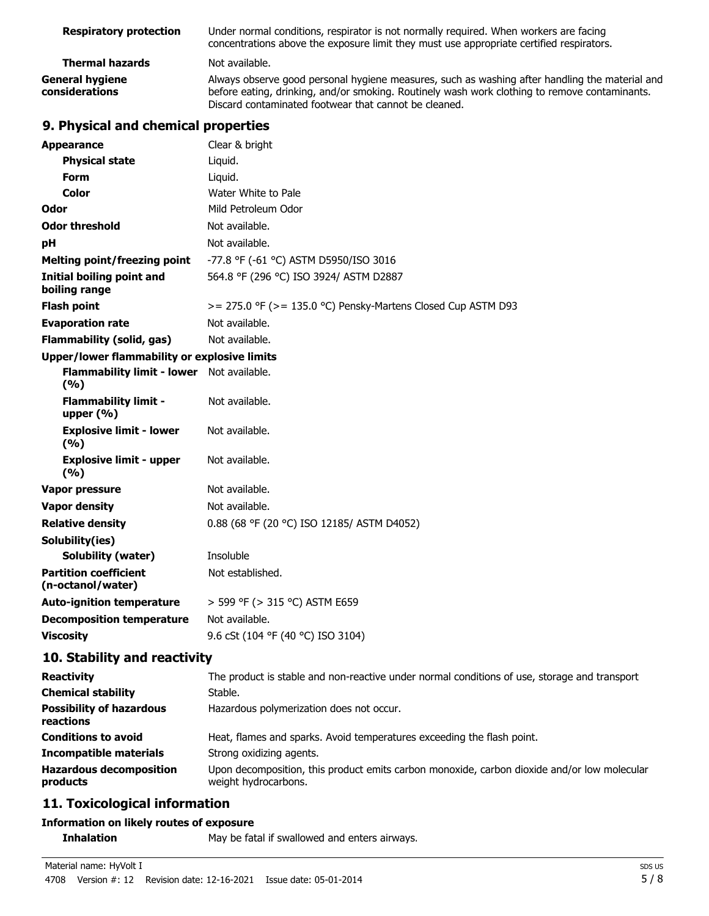| | |
|---|---|
| **Respiratory protection** | Under normal conditions, respirator is not normally required. When workers are facing concentrations above the exposure limit they must use appropriate certified respirators. |
| **Thermal hazards** | Not available. |
| **General hygiene considerations** | Always observe good personal hygiene measures, such as washing after handling the material and before eating, drinking, and/or smoking. Routinely wash work clothing to remove contaminants. Discard contaminated footwear that cannot be cleaned. |

## 9. Physical and chemical properties

| | |
|---|---|
| **Appearance** | Clear & bright |
| **Physical state** | Liquid. |
| **Form** | Liquid. |
| **Color** | Water White to Pale |
| **Odor** | Mild Petroleum Odor |
| **Odor threshold** | Not available. |
| **pH** | Not available. |
| **Melting point/freezing point** | -77.8 °F (-61 °C) ASTM D5950/ISO 3016 |
| **Initial boiling point and boiling range** | 564.8 °F (296 °C) ISO 3924/ ASTM D2887 |
| **Flash point** | >= 275.0 °F (>= 135.0 °C) Pensky-Martens Closed Cup ASTM D93 |
| **Evaporation rate** | Not available. |
| **Flammability (solid, gas)** | Not available. |
| **Upper/lower flammability or explosive limits** | |
| **Flammability limit - lower (%)** | Not available. |
| **Flammability limit - upper (%)** | Not available. |
| **Explosive limit - lower (%)** | Not available. |
| **Explosive limit - upper (%)** | Not available. |
| **Vapor pressure** | Not available. |
| **Vapor density** | Not available. |
| **Relative density** | 0.88 (68 °F (20 °C) ISO 12185/ ASTM D4052) |
| **Solubility(ies)** | |
| **Solubility (water)** | Insoluble |
| **Partition coefficient (n-octanol/water)** | Not established. |
| **Auto-ignition temperature** | > 599 °F (> 315 °C) ASTM E659 |
| **Decomposition temperature** | Not available. |
| **Viscosity** | 9.6 cSt (104 °F (40 °C) ISO 3104) |

## 10. Stability and reactivity

| | |
|---|---|
| **Reactivity** | The product is stable and non-reactive under normal conditions of use, storage and transport |
| **Chemical stability** | Stable. |
| **Possibility of hazardous reactions** | Hazardous polymerization does not occur. |
| **Conditions to avoid** | Heat, flames and sparks. Avoid temperatures exceeding the flash point. |
| **Incompatible materials** | Strong oxidizing agents. |
| **Hazardous decomposition products** | Upon decomposition, this product emits carbon monoxide, carbon dioxide and/or low molecular weight hydrocarbons. |

## 11. Toxicological information

**Information on likely routes of exposure**

| | |
|---|---|
| **Inhalation** | May be fatal if swallowed and enters airways. |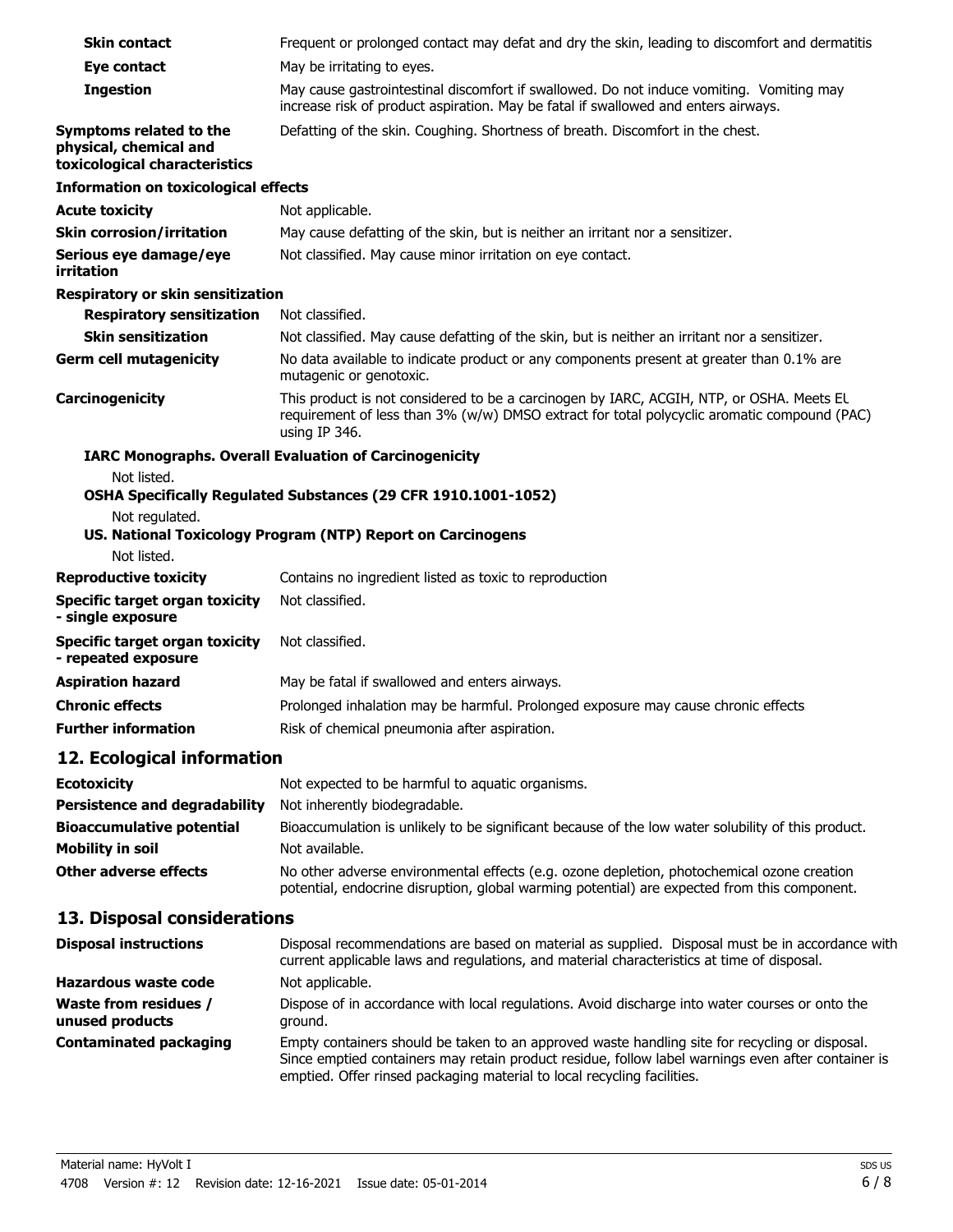| | |
|---|---|
| **Skin contact** | Frequent or prolonged contact may defat and dry the skin, leading to discomfort and dermatitis |
| **Eye contact** | May be irritating to eyes. |
| **Ingestion** | May cause gastrointestinal discomfort if swallowed. Do not induce vomiting. Vomiting may increase risk of product aspiration. May be fatal if swallowed and enters airways. |
| **Symptoms related to the physical, chemical and toxicological characteristics** | Defatting of the skin. Coughing. Shortness of breath. Discomfort in the chest. |

**Information on toxicological effects**

| | |
|---|---|
| **Acute toxicity** | Not applicable. |
| **Skin corrosion/irritation** | May cause defatting of the skin, but is neither an irritant nor a sensitizer. |
| **Serious eye damage/eye irritation** | Not classified. May cause minor irritation on eye contact. |

**Respiratory or skin sensitization**

| | |
|---|---|
| **Respiratory sensitization** | Not classified. |
| **Skin sensitization** | Not classified. May cause defatting of the skin, but is neither an irritant nor a sensitizer. |
| **Germ cell mutagenicity** | No data available to indicate product or any components present at greater than 0.1% are mutagenic or genotoxic. |
| **Carcinogenicity** | This product is not considered to be a carcinogen by IARC, ACGIH, NTP, or OSHA. Meets EU requirement of less than 3% (w/w) DMSO extract for total polycyclic aromatic compound (PAC) using IP 346. |

**IARC Monographs. Overall Evaluation of Carcinogenicity**

Not listed.

**OSHA Specifically Regulated Substances (29 CFR 1910.1001-1052)**

Not regulated.

**US. National Toxicology Program (NTP) Report on Carcinogens**

Not listed.

| | |
|---|---|
| **Reproductive toxicity** | Contains no ingredient listed as toxic to reproduction |
| **Specific target organ toxicity - single exposure** | Not classified. |
| **Specific target organ toxicity - repeated exposure** | Not classified. |
| **Aspiration hazard** | May be fatal if swallowed and enters airways. |
| **Chronic effects** | Prolonged inhalation may be harmful. Prolonged exposure may cause chronic effects |
| **Further information** | Risk of chemical pneumonia after aspiration. |

## 12. Ecological information

| | |
|---|---|
| **Ecotoxicity** | Not expected to be harmful to aquatic organisms. |
| **Persistence and degradability** | Not inherently biodegradable. |
| **Bioaccumulative potential** | Bioaccumulation is unlikely to be significant because of the low water solubility of this product. |
| **Mobility in soil** | Not available. |
| **Other adverse effects** | No other adverse environmental effects (e.g. ozone depletion, photochemical ozone creation potential, endocrine disruption, global warming potential) are expected from this component. |

## 13. Disposal considerations

| | |
|---|---|
| **Disposal instructions** | Disposal recommendations are based on material as supplied. Disposal must be in accordance with current applicable laws and regulations, and material characteristics at time of disposal. |
| **Hazardous waste code** | Not applicable. |
| **Waste from residues / unused products** | Dispose of in accordance with local regulations. Avoid discharge into water courses or onto the ground. |
| **Contaminated packaging** | Empty containers should be taken to an approved waste handling site for recycling or disposal. Since emptied containers may retain product residue, follow label warnings even after container is emptied. Offer rinsed packaging material to local recycling facilities. |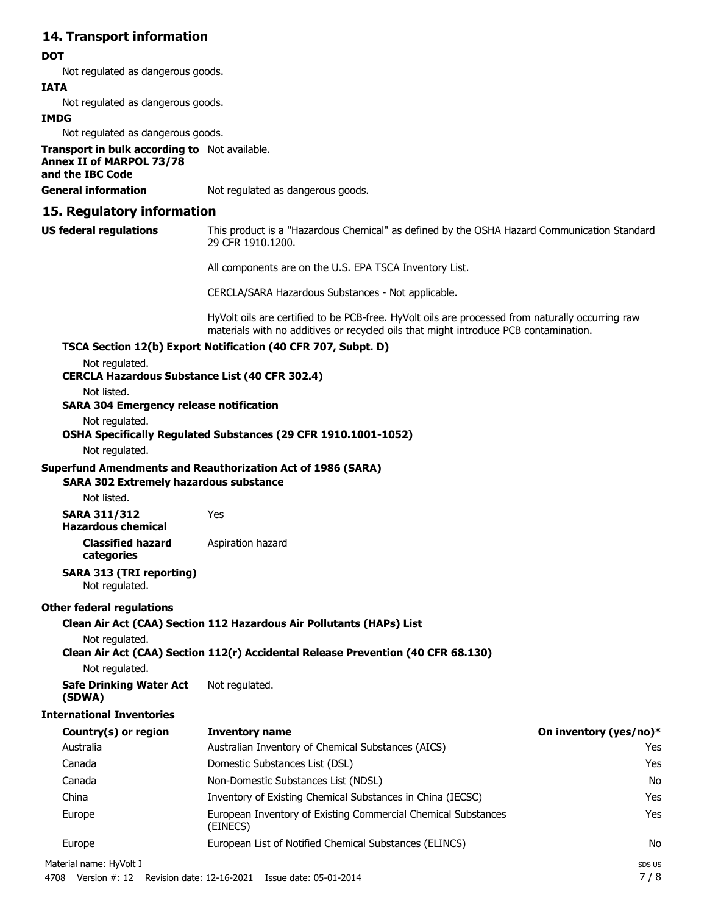## 14. Transport information

**DOT**

Not regulated as dangerous goods.

**IATA**

Not regulated as dangerous goods.

**IMDG**

Not regulated as dangerous goods.

**Transport in bulk according to Annex II of MARPOL 73/78 and the IBC Code** Not available.

**General information** Not regulated as dangerous goods.

## 15. Regulatory information

**US federal regulations** This product is a "Hazardous Chemical" as defined by the OSHA Hazard Communication Standard 29 CFR 1910.1200.

All components are on the U.S. EPA TSCA Inventory List.

CERCLA/SARA Hazardous Substances - Not applicable.

HyVolt oils are certified to be PCB-free. HyVolt oils are processed from naturally occurring raw materials with no additives or recycled oils that might introduce PCB contamination.

**TSCA Section 12(b) Export Notification (40 CFR 707, Subpt. D)**

Not regulated.

**CERCLA Hazardous Substance List (40 CFR 302.4)**

Not listed.

**SARA 304 Emergency release notification**

Not regulated.

**OSHA Specifically Regulated Substances (29 CFR 1910.1001-1052)**

Not regulated.

**Superfund Amendments and Reauthorization Act of 1986 (SARA)**

**SARA 302 Extremely hazardous substance**

Not listed.

**SARA 311/312 Hazardous chemical** Yes

**Classified hazard categories** Aspiration hazard

**SARA 313 (TRI reporting)**

Not regulated.

**Other federal regulations**

**Clean Air Act (CAA) Section 112 Hazardous Air Pollutants (HAPs) List**

Not regulated.

**Clean Air Act (CAA) Section 112(r) Accidental Release Prevention (40 CFR 68.130)**

Not regulated.

**Safe Drinking Water Act (SDWA)** Not regulated.

**International Inventories**

| Country(s) or region | Inventory name | On inventory (yes/no)* |
|---|---|---|
| Australia | Australian Inventory of Chemical Substances (AICS) | Yes |
| Canada | Domestic Substances List (DSL) | Yes |
| Canada | Non-Domestic Substances List (NDSL) | No |
| China | Inventory of Existing Chemical Substances in China (IECSC) | Yes |
| Europe | European Inventory of Existing Commercial Chemical Substances (EINECS) | Yes |
| Europe | European List of Notified Chemical Substances (ELINCS) | No |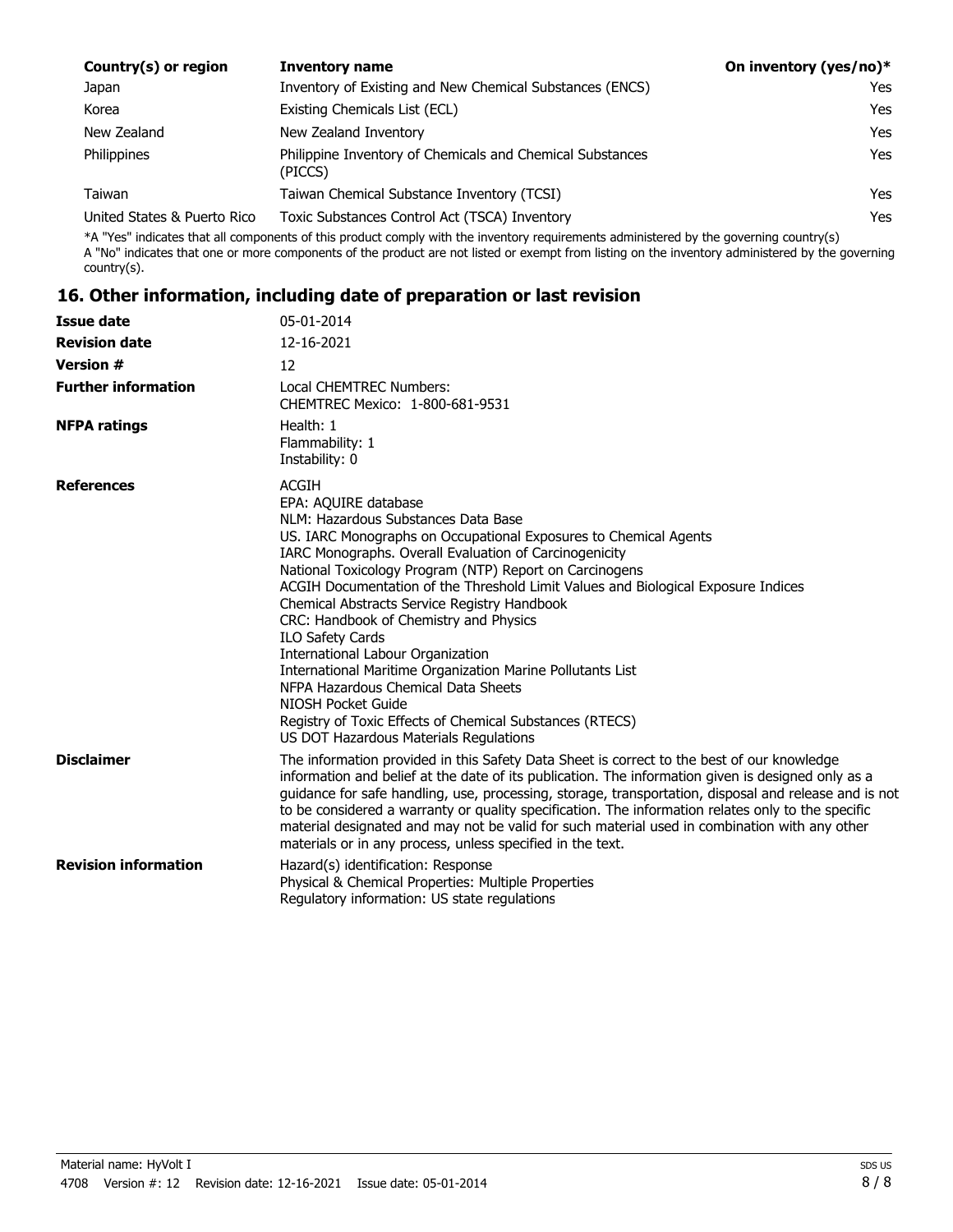| Country(s) or region | Inventory name | On inventory (yes/no)* |
|---|---|---|
| Japan | Inventory of Existing and New Chemical Substances (ENCS) | Yes |
| Korea | Existing Chemicals List (ECL) | Yes |
| New Zealand | New Zealand Inventory | Yes |
| Philippines | Philippine Inventory of Chemicals and Chemical Substances (PICCS) | Yes |
| Taiwan | Taiwan Chemical Substance Inventory (TCSI) | Yes |
| United States & Puerto Rico | Toxic Substances Control Act (TSCA) Inventory | Yes |

*A "Yes" indicates that all components of this product comply with the inventory requirements administered by the governing country(s)
A "No" indicates that one or more components of the product are not listed or exempt from listing on the inventory administered by the governing country(s).

## 16. Other information, including date of preparation or last revision

| | |
|---|---|
| **Issue date** | 05-01-2014 |
| **Revision date** | 12-16-2021 |
| **Version #** | 12 |
| **Further information** | Local CHEMTREC Numbers:<br>CHEMTREC Mexico: 1-800-681-9531 |
| **NFPA ratings** | Health: 1<br>Flammability: 1<br>Instability: 0 |
| **References** | ACGIH<br>EPA: AQUIRE database<br>NLM: Hazardous Substances Data Base<br>US. IARC Monographs on Occupational Exposures to Chemical Agents<br>IARC Monographs. Overall Evaluation of Carcinogenicity<br>National Toxicology Program (NTP) Report on Carcinogens<br>ACGIH Documentation of the Threshold Limit Values and Biological Exposure Indices<br>Chemical Abstracts Service Registry Handbook<br>CRC: Handbook of Chemistry and Physics<br>ILO Safety Cards<br>International Labour Organization<br>International Maritime Organization Marine Pollutants List<br>NFPA Hazardous Chemical Data Sheets<br>NIOSH Pocket Guide<br>Registry of Toxic Effects of Chemical Substances (RTECS)<br>US DOT Hazardous Materials Regulations |
| **Disclaimer** | The information provided in this Safety Data Sheet is correct to the best of our knowledge information and belief at the date of its publication. The information given is designed only as a guidance for safe handling, use, processing, storage, transportation, disposal and release and is not to be considered a warranty or quality specification. The information relates only to the specific material designated and may not be valid for such material used in combination with any other materials or in any process, unless specified in the text. |
| **Revision information** | Hazard(s) identification: Response<br>Physical & Chemical Properties: Multiple Properties<br>Regulatory information: US state regulations |